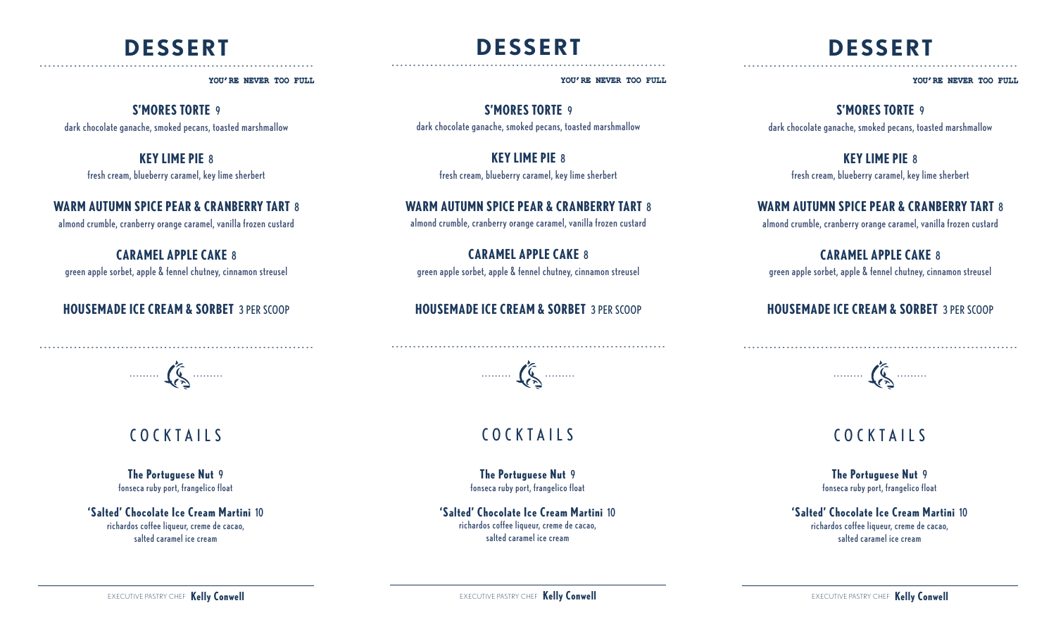# DESSERT

**YOU'RE NEVER TOO FULL**

**S'MORES TORTE** 9
dark chocolate ganache, smoked pecans, toasted marshmallow

**KEY LIME PIE** 8
fresh cream, blueberry caramel, key lime sherbert

**WARM AUTUMN SPICE PEAR & CRANBERRY TART** 8
almond crumble, cranberry orange caramel, vanilla frozen custard

**CARAMEL APPLE CAKE** 8
green apple sorbet, apple & fennel chutney, cinnamon streusel

**HOUSEMADE ICE CREAM & SORBET** 3 PER SCOOP

# COCKTAILS

**The Portuguese Nut** 9
fonseca ruby port, frangelico float

**'Salted' Chocolate Ice Cream Martini** 10
richardos coffee liqueur, creme de cacao,
salted caramel ice cream

EXECUTIVE PASTRY CHEF **Kelly Conwell**

# DESSERT

**YOU'RE NEVER TOO FULL**

**S'MORES TORTE** 9
dark chocolate ganache, smoked pecans, toasted marshmallow

**KEY LIME PIE** 8
fresh cream, blueberry caramel, key lime sherbert

**WARM AUTUMN SPICE PEAR & CRANBERRY TART** 8
almond crumble, cranberry orange caramel, vanilla frozen custard

**CARAMEL APPLE CAKE** 8
green apple sorbet, apple & fennel chutney, cinnamon streusel

**HOUSEMADE ICE CREAM & SORBET** 3 PER SCOOP

# COCKTAILS

**The Portuguese Nut** 9
fonseca ruby port, frangelico float

**'Salted' Chocolate Ice Cream Martini** 10
richardos coffee liqueur, creme de cacao,
salted caramel ice cream

EXECUTIVE PASTRY CHEF **Kelly Conwell**

# DESSERT

**YOU'RE NEVER TOO FULL**

**S'MORES TORTE** 9
dark chocolate ganache, smoked pecans, toasted marshmallow

**KEY LIME PIE** 8
fresh cream, blueberry caramel, key lime sherbert

**WARM AUTUMN SPICE PEAR & CRANBERRY TART** 8
almond crumble, cranberry orange caramel, vanilla frozen custard

**CARAMEL APPLE CAKE** 8
green apple sorbet, apple & fennel chutney, cinnamon streusel

**HOUSEMADE ICE CREAM & SORBET** 3 PER SCOOP

# COCKTAILS

**The Portuguese Nut** 9
fonseca ruby port, frangelico float

**'Salted' Chocolate Ice Cream Martini** 10
richardos coffee liqueur, creme de cacao,
salted caramel ice cream

EXECUTIVE PASTRY CHEF **Kelly Conwell**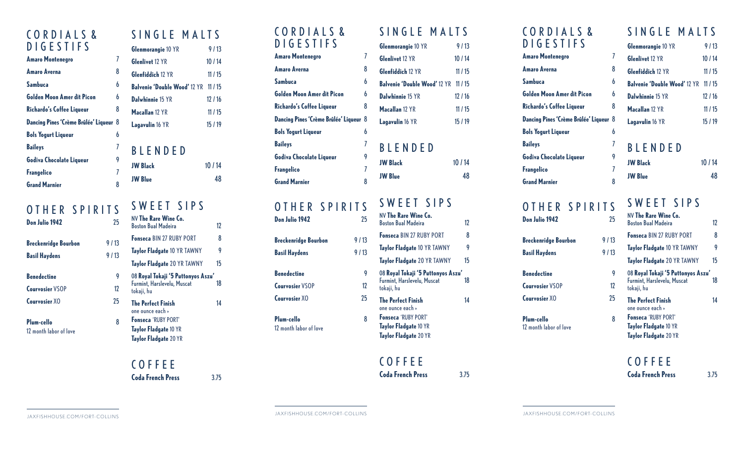# CORDIALS & DIGESTIFS

| | |
|---|---|
| **Amaro Montenegro** | 7 |
| **Amaro Averna** | 8 |
| **Sambuca** | 6 |
| **Golden Moon Amer dit Picon** | 6 |
| **Richardo's Coffee Liqueur** | 8 |
| **Dancing Pines 'Crème Brûlée' Liqueur** | 8 |
| **Bols Yogurt Liqueur** | 6 |
| **Baileys** | 7 |
| **Godiva Chocolate Liqueur** | 9 |
| **Frangelico** | 7 |
| **Grand Marnier** | 8 |

# OTHER SPIRITS

| | |
|---|---|
| **Don Julio 1942** | 25 |
| **Breckenridge Bourbon** | 9 / 13 |
| **Basil Haydens** | 9 / 13 |
| **Benedectine** | 9 |
| **Courvosier** VSOP | 12 |
| **Courvosier** XO | 25 |
| **Plum-cello**<br>12 month labor of love | 8 |

# SINGLE MALTS

| | |
|---|---|
| **Glenmorangie** 10 YR | 9 / 13 |
| **Glenlivet** 12 YR | 10 / 14 |
| **Glenfiddich** 12 YR | 11 / 15 |
| **Balvenie 'Double Wood'** 12 YR | 11 / 15 |
| **Dalwhinnie** 15 YR | 12 / 16 |
| **Macallan** 12 YR | 11 / 15 |
| **Lagavulin** 16 YR | 15 / 19 |

# BLENDED

| | |
|---|---|
| **JW Black** | 10 / 14 |
| **JW Blue** | 48 |

# SWEET SIPS

| | |
|---|---|
| NV **The Rare Wine Co.**<br>Boston Bual Madeira | 12 |
| **Fonseca** BIN 27 RUBY PORT | 8 |
| **Taylor Fladgate** 10 YR TAWNY | 9 |
| **Taylor Fladgate** 20 YR TAWNY | 15 |
| 08 **Royal Tokaji '5 Puttonyos Aszu'**<br>Furmint, Harslevelu, Muscat<br>tokaji, hu | 18 |
| **The Perfect Finish**<br>one ounce each »<br>**Fonseca** 'RUBY PORT'<br>**Taylor Fladgate** 10 YR<br>**Taylor Fladgate** 20 YR | 14 |

# COFFEE

| | |
|---|---|
| **Coda French Press** | 3.75 |